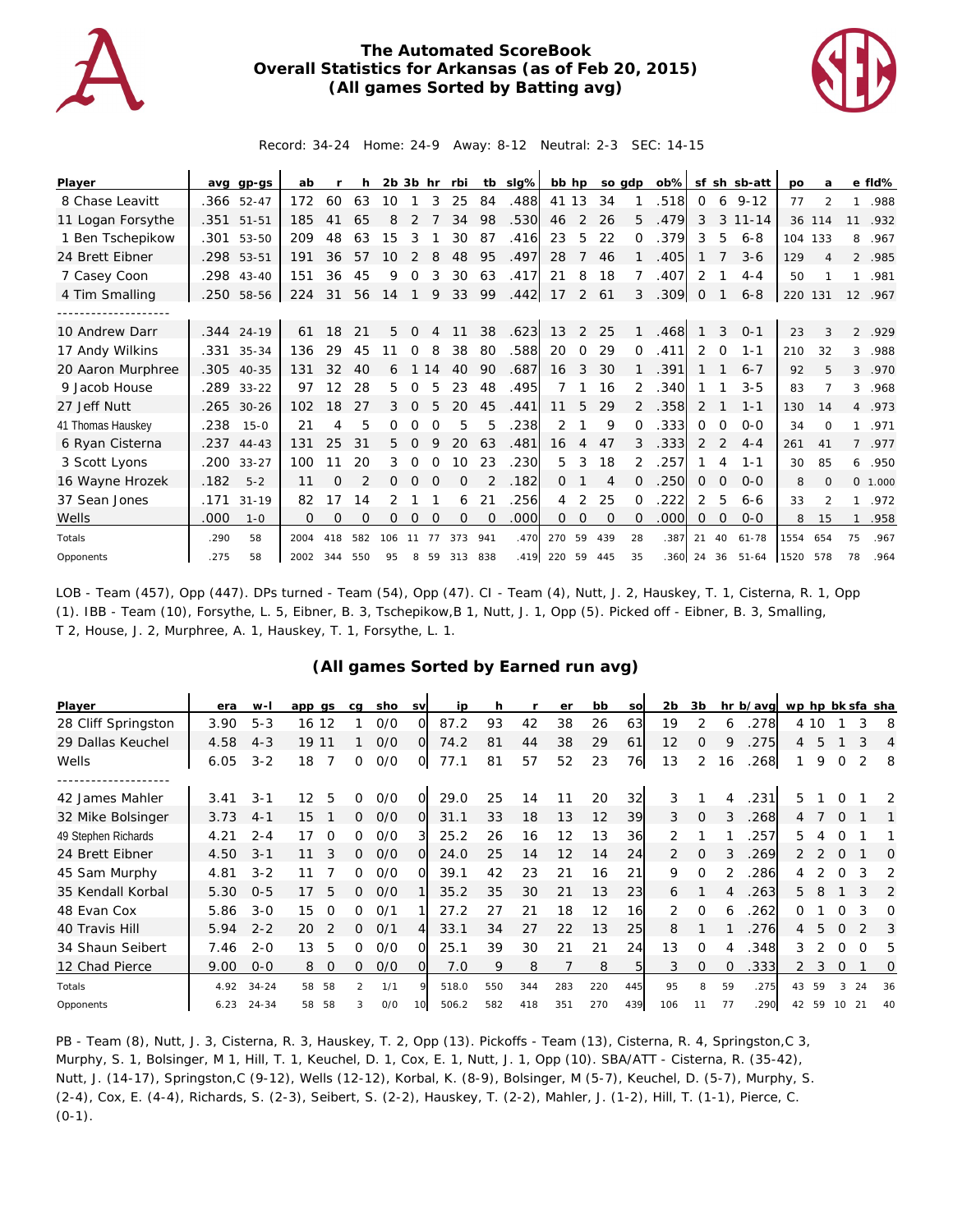# The Automated ScoreBook
## Overall Statistics for Arkansas (as of Feb 20, 2015)
### (All games Sorted by Batting avg)

Record: 34-24 Home: 24-9 Away: 8-12 Neutral: 2-3 SEC: 14-15

| Player | avg | gp-gs | ab | r | h | 2b | 3b | hr | rbi | tb | slg% | bb | hp | so | gdp | ob% | sf | sh | sb-att | po | a | e | fld% |
|---|---|---|---|---|---|---|---|---|---|---|---|---|---|---|---|---|---|---|---|---|---|---|---|
| 8 Chase Leavitt | .366 | 52-47 | 172 | 60 | 63 | 10 | 1 | 3 | 25 | 84 | .488 | 41 | 13 | 34 | 1 | .518 | 0 | 6 | 9-12 | 77 | 2 | 1 | .988 |
| 11 Logan Forsythe | .351 | 51-51 | 185 | 41 | 65 | 8 | 2 | 7 | 34 | 98 | .530 | 46 | 2 | 26 | 5 | .479 | 3 | 3 | 11-14 | 36 | 114 | 11 | .932 |
| 1 Ben Tschepikow | .301 | 53-50 | 209 | 48 | 63 | 15 | 3 | 1 | 30 | 87 | .416 | 23 | 5 | 22 | 0 | .379 | 3 | 5 | 6-8 | 104 | 133 | 8 | .967 |
| 24 Brett Eibner | .298 | 53-51 | 191 | 36 | 57 | 10 | 2 | 8 | 48 | 95 | .497 | 28 | 7 | 46 | 1 | .405 | 1 | 7 | 3-6 | 129 | 4 | 2 | .985 |
| 7 Casey Coon | .298 | 43-40 | 151 | 36 | 45 | 9 | 0 | 3 | 30 | 63 | .417 | 21 | 8 | 18 | 7 | .407 | 2 | 1 | 4-4 | 50 | 1 | 1 | .981 |
| 4 Tim Smalling | .250 | 58-56 | 224 | 31 | 56 | 14 | 1 | 9 | 33 | 99 | .442 | 17 | 2 | 61 | 3 | .309 | 0 | 1 | 6-8 | 220 | 131 | 12 | .967 |
| -------------------- | | | | | | | | | | | | | | | | | | | | | | | |
| 10 Andrew Darr | .344 | 24-19 | 61 | 18 | 21 | 5 | 0 | 4 | 11 | 38 | .623 | 13 | 2 | 25 | 1 | .468 | 1 | 3 | 0-1 | 23 | 3 | 2 | .929 |
| 17 Andy Wilkins | .331 | 35-34 | 136 | 29 | 45 | 11 | 0 | 8 | 38 | 80 | .588 | 20 | 0 | 29 | 0 | .411 | 2 | 0 | 1-1 | 210 | 32 | 3 | .988 |
| 20 Aaron Murphree | .305 | 40-35 | 131 | 32 | 40 | 6 | 1 | 14 | 40 | 90 | .687 | 16 | 3 | 30 | 1 | .391 | 1 | 1 | 6-7 | 92 | 5 | 3 | .970 |
| 9 Jacob House | .289 | 33-22 | 97 | 12 | 28 | 5 | 0 | 5 | 23 | 48 | .495 | 7 | 1 | 16 | 2 | .340 | 1 | 1 | 3-5 | 83 | 7 | 3 | .968 |
| 27 Jeff Nutt | .265 | 30-26 | 102 | 18 | 27 | 3 | 0 | 5 | 20 | 45 | .441 | 11 | 5 | 29 | 2 | .358 | 2 | 1 | 1-1 | 130 | 14 | 4 | .973 |
| 41 Thomas Hauskey | .238 | 15-0 | 21 | 4 | 5 | 0 | 0 | 0 | 5 | 5 | .238 | 2 | 1 | 9 | 0 | .333 | 0 | 0 | 0-0 | 34 | 0 | 1 | .971 |
| 6 Ryan Cisterna | .237 | 44-43 | 131 | 25 | 31 | 5 | 0 | 9 | 20 | 63 | .481 | 16 | 4 | 47 | 3 | .333 | 2 | 2 | 4-4 | 261 | 41 | 7 | .977 |
| 3 Scott Lyons | .200 | 33-27 | 100 | 11 | 20 | 3 | 0 | 0 | 10 | 23 | .230 | 5 | 3 | 18 | 2 | .257 | 1 | 4 | 1-1 | 30 | 85 | 6 | .950 |
| 16 Wayne Hrozek | .182 | 5-2 | 11 | 0 | 2 | 0 | 0 | 0 | 0 | 2 | .182 | 0 | 1 | 4 | 0 | .250 | 0 | 0 | 0-0 | 8 | 0 | 0 | 1.000 |
| 37 Sean Jones | .171 | 31-19 | 82 | 17 | 14 | 2 | 1 | 1 | 6 | 21 | .256 | 4 | 2 | 25 | 0 | .222 | 2 | 5 | 6-6 | 33 | 2 | 1 | .972 |
| Wells | .000 | 1-0 | 0 | 0 | 0 | 0 | 0 | 0 | 0 | 0 | .000 | 0 | 0 | 0 | 0 | .000 | 0 | 0 | 0-0 | 8 | 15 | 1 | .958 |
| Totals | .290 | 58 | 2004 | 418 | 582 | 106 | 11 | 77 | 373 | 941 | .470 | 270 | 59 | 439 | 28 | .387 | 21 | 40 | 61-78 | 1554 | 654 | 75 | .967 |
| Opponents | .275 | 58 | 2002 | 344 | 550 | 95 | 8 | 59 | 313 | 838 | .419 | 220 | 59 | 445 | 35 | .360 | 24 | 36 | 51-64 | 1520 | 578 | 78 | .964 |

LOB - Team (457), Opp (447). DPs turned - Team (54), Opp (47). CI - Team (4), Nutt, J. 2, Hauskey, T. 1, Cisterna, R. 1, Opp (1). IBB - Team (10), Forsythe, L. 5, Eibner, B. 3, Tschepikow,B 1, Nutt, J. 1, Opp (5). Picked off - Eibner, B. 3, Smalling, T 2, House, J. 2, Murphree, A. 1, Hauskey, T. 1, Forsythe, L. 1.

### (All games Sorted by Earned run avg)

| Player | era | w-l | app | gs | cg | sho | sv | ip | h | r | er | bb | so | 2b | 3b | hr | b/avg | wp | hp | bk | sfa | sha |
|---|---|---|---|---|---|---|---|---|---|---|---|---|---|---|---|---|---|---|---|---|---|---|
| 28 Cliff Springston | 3.90 | 5-3 | 16 | 12 | 1 | 0/0 | 0 | 87.2 | 93 | 42 | 38 | 26 | 63 | 19 | 2 | 6 | .278 | 4 | 10 | 1 | 3 | 8 |
| 29 Dallas Keuchel | 4.58 | 4-3 | 19 | 11 | 1 | 0/0 | 0 | 74.2 | 81 | 44 | 38 | 29 | 61 | 12 | 0 | 9 | .275 | 4 | 5 | 1 | 3 | 4 |
| Wells | 6.05 | 3-2 | 18 | 7 | 0 | 0/0 | 0 | 77.1 | 81 | 57 | 52 | 23 | 76 | 13 | 2 | 16 | .268 | 1 | 9 | 0 | 2 | 8 |
| -------------------- | | | | | | | | | | | | | | | | | | | | | | |
| 42 James Mahler | 3.41 | 3-1 | 12 | 5 | 0 | 0/0 | 0 | 29.0 | 25 | 14 | 11 | 20 | 32 | 3 | 1 | 4 | .231 | 5 | 1 | 0 | 1 | 2 |
| 32 Mike Bolsinger | 3.73 | 4-1 | 15 | 1 | 0 | 0/0 | 0 | 31.1 | 33 | 18 | 13 | 12 | 39 | 3 | 0 | 3 | .268 | 4 | 7 | 0 | 1 | 1 |
| 49 Stephen Richards | 4.21 | 2-4 | 17 | 0 | 0 | 0/0 | 3 | 25.2 | 26 | 16 | 12 | 13 | 36 | 2 | 1 | 1 | .257 | 5 | 4 | 0 | 1 | 1 |
| 24 Brett Eibner | 4.50 | 3-1 | 11 | 3 | 0 | 0/0 | 0 | 24.0 | 25 | 14 | 12 | 14 | 24 | 2 | 0 | 3 | .269 | 2 | 2 | 0 | 1 | 0 |
| 45 Sam Murphy | 4.81 | 3-2 | 11 | 7 | 0 | 0/0 | 0 | 39.1 | 42 | 23 | 21 | 16 | 21 | 9 | 0 | 2 | .286 | 4 | 2 | 0 | 3 | 2 |
| 35 Kendall Korbal | 5.30 | 0-5 | 17 | 5 | 0 | 0/0 | 1 | 35.2 | 35 | 30 | 21 | 13 | 23 | 6 | 1 | 4 | .263 | 5 | 8 | 1 | 3 | 2 |
| 48 Evan Cox | 5.86 | 3-0 | 15 | 0 | 0 | 0/1 | 1 | 27.2 | 27 | 21 | 18 | 12 | 16 | 2 | 0 | 6 | .262 | 0 | 1 | 0 | 3 | 0 |
| 40 Travis Hill | 5.94 | 2-2 | 20 | 2 | 0 | 0/1 | 4 | 33.1 | 34 | 27 | 22 | 13 | 25 | 8 | 1 | 1 | .276 | 4 | 5 | 0 | 2 | 3 |
| 34 Shaun Seibert | 7.46 | 2-0 | 13 | 5 | 0 | 0/0 | 0 | 25.1 | 39 | 30 | 21 | 21 | 24 | 13 | 0 | 4 | .348 | 3 | 2 | 0 | 0 | 5 |
| 12 Chad Pierce | 9.00 | 0-0 | 8 | 0 | 0 | 0/0 | 0 | 7.0 | 9 | 8 | 7 | 8 | 5 | 3 | 0 | 0 | .333 | 2 | 3 | 0 | 1 | 0 |
| Totals | 4.92 | 34-24 | 58 | 58 | 2 | 1/1 | 9 | 518.0 | 550 | 344 | 283 | 220 | 445 | 95 | 8 | 59 | .275 | 43 | 59 | 3 | 24 | 36 |
| Opponents | 6.23 | 24-34 | 58 | 58 | 3 | 0/0 | 10 | 506.2 | 582 | 418 | 351 | 270 | 439 | 106 | 11 | 77 | .290 | 42 | 59 | 10 | 21 | 40 |

PB - Team (8), Nutt, J. 3, Cisterna, R. 3, Hauskey, T. 2, Opp (13). Pickoffs - Team (13), Cisterna, R. 4, Springston,C 3, Murphy, S. 1, Bolsinger, M 1, Hill, T. 1, Keuchel, D. 1, Cox, E. 1, Nutt, J. 1, Opp (10). SBA/ATT - Cisterna, R. (35-42), Nutt, J. (14-17), Springston,C (9-12), Wells (12-12), Korbal, K. (8-9), Bolsinger, M (5-7), Keuchel, D. (5-7), Murphy, S. (2-4), Cox, E. (4-4), Richards, S. (2-3), Seibert, S. (2-2), Hauskey, T. (2-2), Mahler, J. (1-2), Hill, T. (1-1), Pierce, C. (0-1).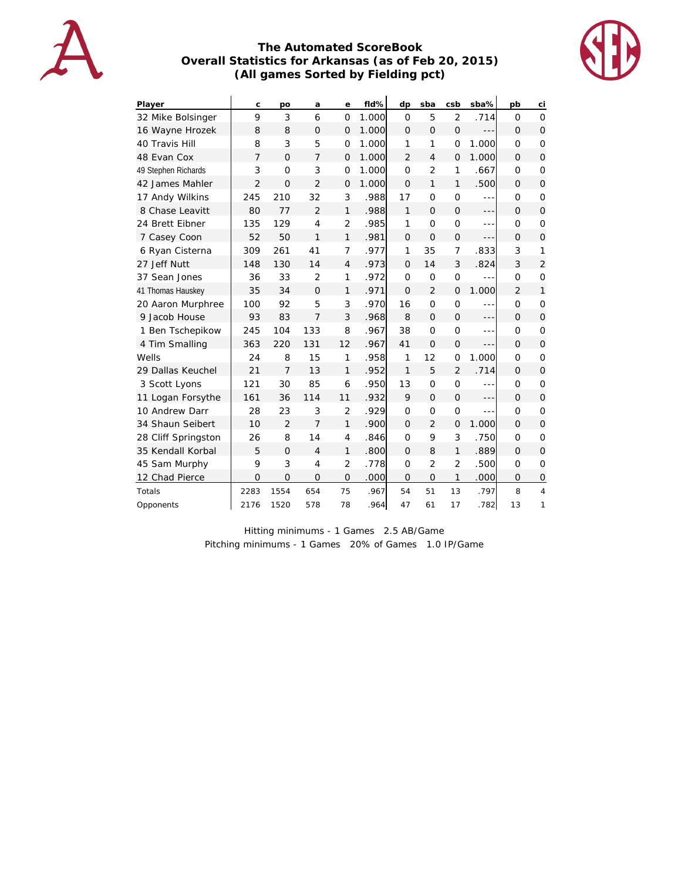**The Automated ScoreBook**
**Overall Statistics for Arkansas (as of Feb 20, 2015)**
**(All games Sorted by Fielding pct)**

| Player | c | po | a | e | fld% | dp | sba | csb | sba% | pb | ci |
|---|---|---|---|---|---|---|---|---|---|---|---|
| 32 Mike Bolsinger | 9 | 3 | 6 | 0 | 1.000 | 0 | 5 | 2 | .714 | 0 | 0 |
| 16 Wayne Hrozek | 8 | 8 | 0 | 0 | 1.000 | 0 | 0 | 0 | --- | 0 | 0 |
| 40 Travis Hill | 8 | 3 | 5 | 0 | 1.000 | 1 | 1 | 0 | 1.000 | 0 | 0 |
| 48 Evan Cox | 7 | 0 | 7 | 0 | 1.000 | 2 | 4 | 0 | 1.000 | 0 | 0 |
| 49 Stephen Richards | 3 | 0 | 3 | 0 | 1.000 | 0 | 2 | 1 | .667 | 0 | 0 |
| 42 James Mahler | 2 | 0 | 2 | 0 | 1.000 | 0 | 1 | 1 | .500 | 0 | 0 |
| 17 Andy Wilkins | 245 | 210 | 32 | 3 | .988 | 17 | 0 | 0 | --- | 0 | 0 |
| 8 Chase Leavitt | 80 | 77 | 2 | 1 | .988 | 1 | 0 | 0 | --- | 0 | 0 |
| 24 Brett Eibner | 135 | 129 | 4 | 2 | .985 | 1 | 0 | 0 | --- | 0 | 0 |
| 7 Casey Coon | 52 | 50 | 1 | 1 | .981 | 0 | 0 | 0 | --- | 0 | 0 |
| 6 Ryan Cisterna | 309 | 261 | 41 | 7 | .977 | 1 | 35 | 7 | .833 | 3 | 1 |
| 27 Jeff Nutt | 148 | 130 | 14 | 4 | .973 | 0 | 14 | 3 | .824 | 3 | 2 |
| 37 Sean Jones | 36 | 33 | 2 | 1 | .972 | 0 | 0 | 0 | --- | 0 | 0 |
| 41 Thomas Hauskey | 35 | 34 | 0 | 1 | .971 | 0 | 2 | 0 | 1.000 | 2 | 1 |
| 20 Aaron Murphree | 100 | 92 | 5 | 3 | .970 | 16 | 0 | 0 | --- | 0 | 0 |
| 9 Jacob House | 93 | 83 | 7 | 3 | .968 | 8 | 0 | 0 | --- | 0 | 0 |
| 1 Ben Tschepikow | 245 | 104 | 133 | 8 | .967 | 38 | 0 | 0 | --- | 0 | 0 |
| 4 Tim Smalling | 363 | 220 | 131 | 12 | .967 | 41 | 0 | 0 | --- | 0 | 0 |
| Wells | 24 | 8 | 15 | 1 | .958 | 1 | 12 | 0 | 1.000 | 0 | 0 |
| 29 Dallas Keuchel | 21 | 7 | 13 | 1 | .952 | 1 | 5 | 2 | .714 | 0 | 0 |
| 3 Scott Lyons | 121 | 30 | 85 | 6 | .950 | 13 | 0 | 0 | --- | 0 | 0 |
| 11 Logan Forsythe | 161 | 36 | 114 | 11 | .932 | 9 | 0 | 0 | --- | 0 | 0 |
| 10 Andrew Darr | 28 | 23 | 3 | 2 | .929 | 0 | 0 | 0 | --- | 0 | 0 |
| 34 Shaun Seibert | 10 | 2 | 7 | 1 | .900 | 0 | 2 | 0 | 1.000 | 0 | 0 |
| 28 Cliff Springston | 26 | 8 | 14 | 4 | .846 | 0 | 9 | 3 | .750 | 0 | 0 |
| 35 Kendall Korbal | 5 | 0 | 4 | 1 | .800 | 0 | 8 | 1 | .889 | 0 | 0 |
| 45 Sam Murphy | 9 | 3 | 4 | 2 | .778 | 0 | 2 | 2 | .500 | 0 | 0 |
| 12 Chad Pierce | 0 | 0 | 0 | 0 | .000 | 0 | 0 | 1 | .000 | 0 | 0 |
| Totals | 2283 | 1554 | 654 | 75 | .967 | 54 | 51 | 13 | .797 | 8 | 4 |
| Opponents | 2176 | 1520 | 578 | 78 | .964 | 47 | 61 | 17 | .782 | 13 | 1 |

Hitting minimums - 1 Games 2.5 AB/Game
Pitching minimums - 1 Games 20% of Games 1.0 IP/Game